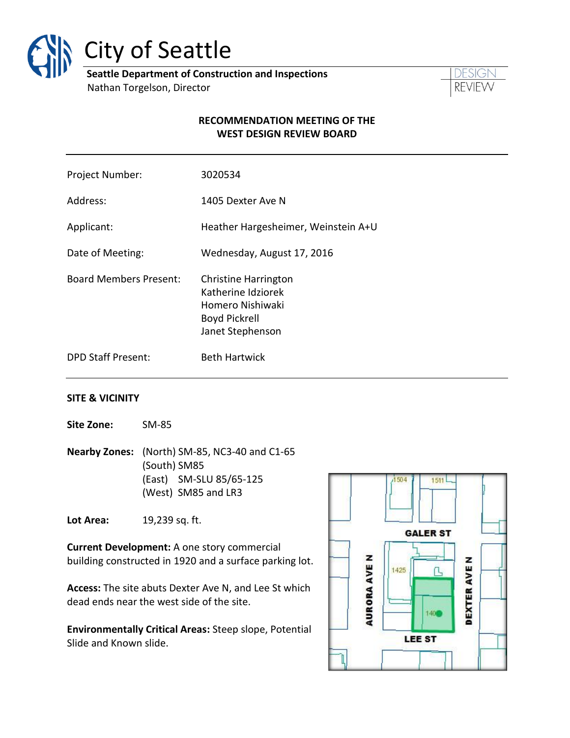# City of Seattle

**Seattle Department of Construction and Inspections**
Nathan Torgelson, Director

DESIGN REVIEW

## RECOMMENDATION MEETING OF THE WEST DESIGN REVIEW BOARD

| | |
|---|---|
| Project Number: | 3020534 |
| Address: | 1405 Dexter Ave N |
| Applicant: | Heather Hargesheimer, Weinstein A+U |
| Date of Meeting: | Wednesday, August 17, 2016 |
| Board Members Present: | Christine Harrington<br>Katherine Idziorek<br>Homero Nishiwaki<br>Boyd Pickrell<br>Janet Stephenson |
| DPD Staff Present: | Beth Hartwick |

### SITE & VICINITY

**Site Zone:** SM-85

**Nearby Zones:** (North) SM-85, NC3-40 and C1-65
(South) SM85
(East) SM-SLU 85/65-125
(West) SM85 and LR3

**Lot Area:** 19,239 sq. ft.

**Current Development:** A one story commercial building constructed in 1920 and a surface parking lot.

**Access:** The site abuts Dexter Ave N, and Lee St which dead ends near the west side of the site.

**Environmentally Critical Areas:** Steep slope, Potential Slide and Known slide.

1504
1511
GALER ST
1425
AURORA AVE N
DEXTER AVE N
1405
LEE ST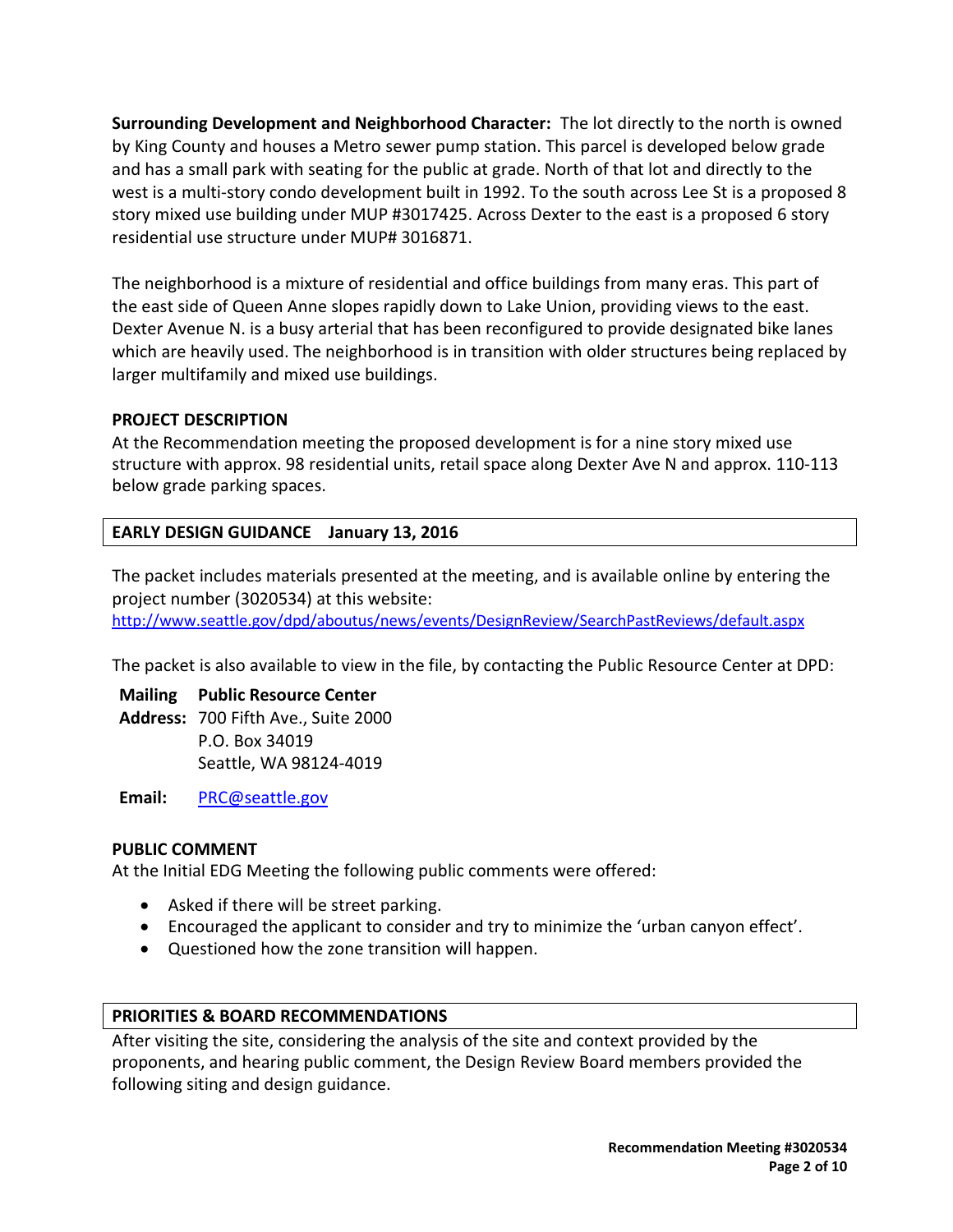**Surrounding Development and Neighborhood Character:** The lot directly to the north is owned by King County and houses a Metro sewer pump station. This parcel is developed below grade and has a small park with seating for the public at grade. North of that lot and directly to the west is a multi-story condo development built in 1992. To the south across Lee St is a proposed 8 story mixed use building under MUP #3017425. Across Dexter to the east is a proposed 6 story residential use structure under MUP# 3016871.

The neighborhood is a mixture of residential and office buildings from many eras. This part of the east side of Queen Anne slopes rapidly down to Lake Union, providing views to the east. Dexter Avenue N. is a busy arterial that has been reconfigured to provide designated bike lanes which are heavily used. The neighborhood is in transition with older structures being replaced by larger multifamily and mixed use buildings.

## PROJECT DESCRIPTION

At the Recommendation meeting the proposed development is for a nine story mixed use structure with approx. 98 residential units, retail space along Dexter Ave N and approx. 110-113 below grade parking spaces.

## EARLY DESIGN GUIDANCE January 13, 2016

The packet includes materials presented at the meeting, and is available online by entering the project number (3020534) at this website:
http://www.seattle.gov/dpd/aboutus/news/events/DesignReview/SearchPastReviews/default.aspx

The packet is also available to view in the file, by contacting the Public Resource Center at DPD:

**Mailing Address:** **Public Resource Center**
700 Fifth Ave., Suite 2000
P.O. Box 34019
Seattle, WA 98124-4019

**Email:** PRC@seattle.gov

## PUBLIC COMMENT

At the Initial EDG Meeting the following public comments were offered:

- Asked if there will be street parking.
- Encouraged the applicant to consider and try to minimize the 'urban canyon effect'.
- Questioned how the zone transition will happen.

## PRIORITIES & BOARD RECOMMENDATIONS

After visiting the site, considering the analysis of the site and context provided by the proponents, and hearing public comment, the Design Review Board members provided the following siting and design guidance.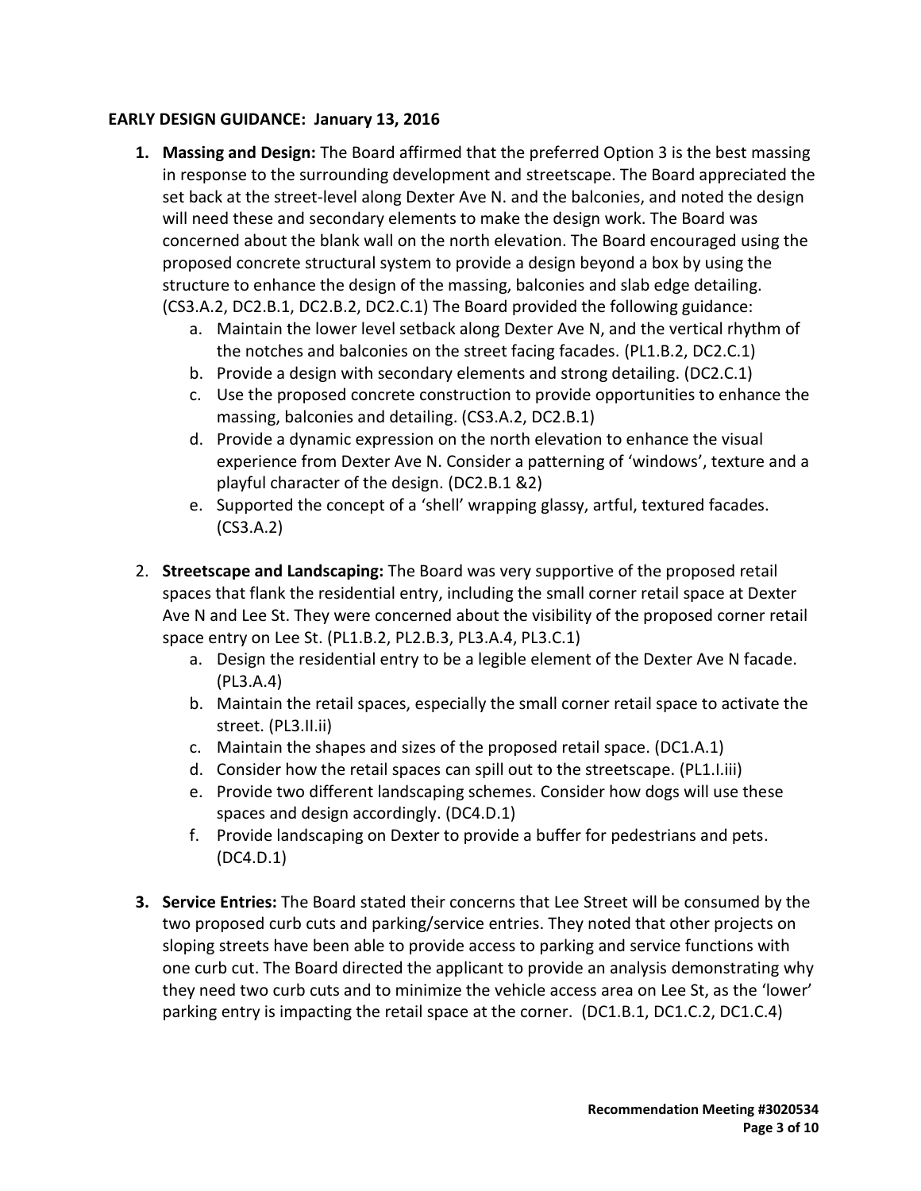**EARLY DESIGN GUIDANCE: January 13, 2016**

1. **Massing and Design:** The Board affirmed that the preferred Option 3 is the best massing in response to the surrounding development and streetscape. The Board appreciated the set back at the street-level along Dexter Ave N. and the balconies, and noted the design will need these and secondary elements to make the design work. The Board was concerned about the blank wall on the north elevation. The Board encouraged using the proposed concrete structural system to provide a design beyond a box by using the structure to enhance the design of the massing, balconies and slab edge detailing. (CS3.A.2, DC2.B.1, DC2.B.2, DC2.C.1) The Board provided the following guidance:
    a. Maintain the lower level setback along Dexter Ave N, and the vertical rhythm of the notches and balconies on the street facing facades. (PL1.B.2, DC2.C.1)
    b. Provide a design with secondary elements and strong detailing. (DC2.C.1)
    c. Use the proposed concrete construction to provide opportunities to enhance the massing, balconies and detailing. (CS3.A.2, DC2.B.1)
    d. Provide a dynamic expression on the north elevation to enhance the visual experience from Dexter Ave N. Consider a patterning of 'windows', texture and a playful character of the design. (DC2.B.1 &2)
    e. Supported the concept of a 'shell' wrapping glassy, artful, textured facades. (CS3.A.2)

2. **Streetscape and Landscaping:** The Board was very supportive of the proposed retail spaces that flank the residential entry, including the small corner retail space at Dexter Ave N and Lee St. They were concerned about the visibility of the proposed corner retail space entry on Lee St. (PL1.B.2, PL2.B.3, PL3.A.4, PL3.C.1)
    a. Design the residential entry to be a legible element of the Dexter Ave N facade. (PL3.A.4)
    b. Maintain the retail spaces, especially the small corner retail space to activate the street. (PL3.II.ii)
    c. Maintain the shapes and sizes of the proposed retail space. (DC1.A.1)
    d. Consider how the retail spaces can spill out to the streetscape. (PL1.I.iii)
    e. Provide two different landscaping schemes. Consider how dogs will use these spaces and design accordingly. (DC4.D.1)
    f. Provide landscaping on Dexter to provide a buffer for pedestrians and pets. (DC4.D.1)

3. **Service Entries:** The Board stated their concerns that Lee Street will be consumed by the two proposed curb cuts and parking/service entries. They noted that other projects on sloping streets have been able to provide access to parking and service functions with one curb cut. The Board directed the applicant to provide an analysis demonstrating why they need two curb cuts and to minimize the vehicle access area on Lee St, as the 'lower' parking entry is impacting the retail space at the corner. (DC1.B.1, DC1.C.2, DC1.C.4)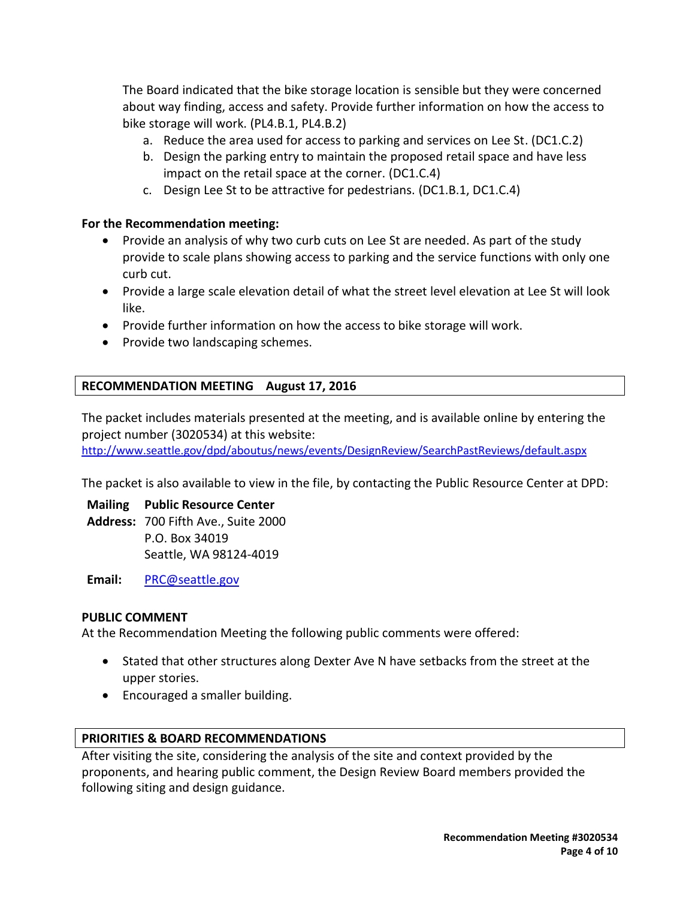The Board indicated that the bike storage location is sensible but they were concerned about way finding, access and safety. Provide further information on how the access to bike storage will work. (PL4.B.1, PL4.B.2)

a. Reduce the area used for access to parking and services on Lee St. (DC1.C.2)
b. Design the parking entry to maintain the proposed retail space and have less impact on the retail space at the corner. (DC1.C.4)
c. Design Lee St to be attractive for pedestrians. (DC1.B.1, DC1.C.4)

**For the Recommendation meeting:**

- Provide an analysis of why two curb cuts on Lee St are needed. As part of the study provide to scale plans showing access to parking and the service functions with only one curb cut.
- Provide a large scale elevation detail of what the street level elevation at Lee St will look like.
- Provide further information on how the access to bike storage will work.
- Provide two landscaping schemes.

## RECOMMENDATION MEETING August 17, 2016

The packet includes materials presented at the meeting, and is available online by entering the project number (3020534) at this website:
http://www.seattle.gov/dpd/aboutus/news/events/DesignReview/SearchPastReviews/default.aspx

The packet is also available to view in the file, by contacting the Public Resource Center at DPD:

**Mailing Address:** **Public Resource Center**
700 Fifth Ave., Suite 2000
P.O. Box 34019
Seattle, WA 98124-4019

**Email:** PRC@seattle.gov

**PUBLIC COMMENT**

At the Recommendation Meeting the following public comments were offered:

- Stated that other structures along Dexter Ave N have setbacks from the street at the upper stories.
- Encouraged a smaller building.

## PRIORITIES & BOARD RECOMMENDATIONS

After visiting the site, considering the analysis of the site and context provided by the proponents, and hearing public comment, the Design Review Board members provided the following siting and design guidance.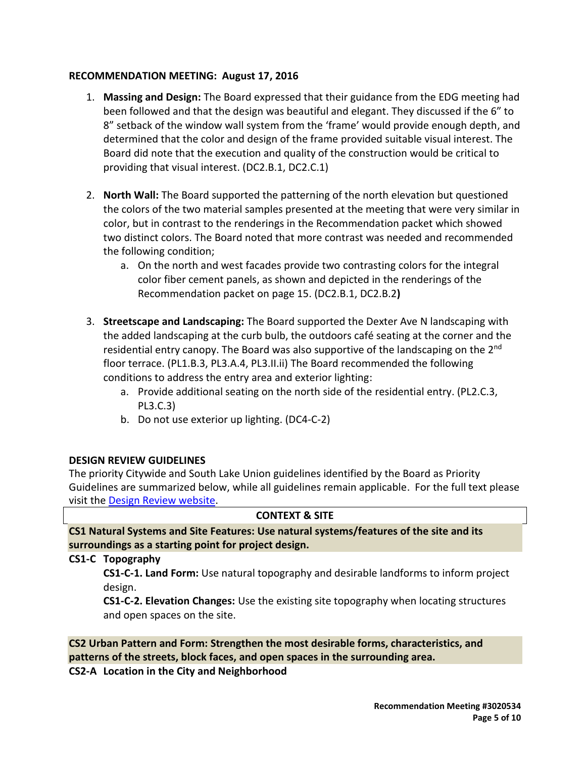**RECOMMENDATION MEETING: August 17, 2016**

1. **Massing and Design:** The Board expressed that their guidance from the EDG meeting had been followed and that the design was beautiful and elegant. They discussed if the 6" to 8" setback of the window wall system from the 'frame' would provide enough depth, and determined that the color and design of the frame provided suitable visual interest. The Board did note that the execution and quality of the construction would be critical to providing that visual interest. (DC2.B.1, DC2.C.1)

2. **North Wall:** The Board supported the patterning of the north elevation but questioned the colors of the two material samples presented at the meeting that were very similar in color, but in contrast to the renderings in the Recommendation packet which showed two distinct colors. The Board noted that more contrast was needed and recommended the following condition;
   a. On the north and west facades provide two contrasting colors for the integral color fiber cement panels, as shown and depicted in the renderings of the Recommendation packet on page 15. (DC2.B.1, DC2.B.2**)**

3. **Streetscape and Landscaping:** The Board supported the Dexter Ave N landscaping with the added landscaping at the curb bulb, the outdoors café seating at the corner and the residential entry canopy. The Board was also supportive of the landscaping on the 2nd floor terrace. (PL1.B.3, PL3.A.4, PL3.II.ii) The Board recommended the following conditions to address the entry area and exterior lighting:
   a. Provide additional seating on the north side of the residential entry. (PL2.C.3, PL3.C.3)
   b. Do not use exterior up lighting. (DC4-C-2)

**DESIGN REVIEW GUIDELINES**

The priority Citywide and South Lake Union guidelines identified by the Board as Priority Guidelines are summarized below, while all guidelines remain applicable. For the full text please visit the Design Review website.

**CONTEXT & SITE**

**CS1 Natural Systems and Site Features: Use natural systems/features of the site and its surroundings as a starting point for project design.**

**CS1-C Topography**

**CS1-C-1. Land Form:** Use natural topography and desirable landforms to inform project design.

**CS1-C-2. Elevation Changes:** Use the existing site topography when locating structures and open spaces on the site.

**CS2 Urban Pattern and Form: Strengthen the most desirable forms, characteristics, and patterns of the streets, block faces, and open spaces in the surrounding area.**

**CS2-A Location in the City and Neighborhood**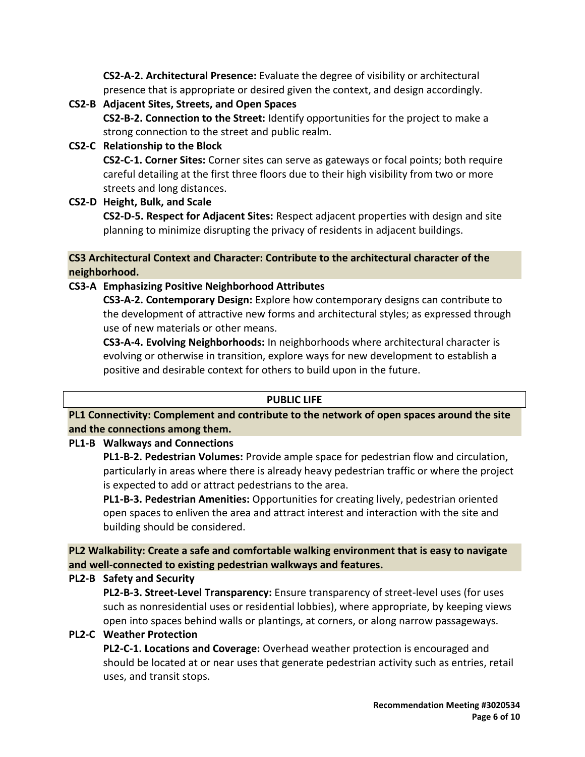**CS2-A-2. Architectural Presence:** Evaluate the degree of visibility or architectural presence that is appropriate or desired given the context, and design accordingly.

**CS2-B Adjacent Sites, Streets, and Open Spaces**

**CS2-B-2. Connection to the Street:** Identify opportunities for the project to make a strong connection to the street and public realm.

**CS2-C Relationship to the Block**

**CS2-C-1. Corner Sites:** Corner sites can serve as gateways or focal points; both require careful detailing at the first three floors due to their high visibility from two or more streets and long distances.

**CS2-D Height, Bulk, and Scale**

**CS2-D-5. Respect for Adjacent Sites:** Respect adjacent properties with design and site planning to minimize disrupting the privacy of residents in adjacent buildings.

**CS3 Architectural Context and Character: Contribute to the architectural character of the neighborhood.**

**CS3-A Emphasizing Positive Neighborhood Attributes**

**CS3-A-2. Contemporary Design:** Explore how contemporary designs can contribute to the development of attractive new forms and architectural styles; as expressed through use of new materials or other means.

**CS3-A-4. Evolving Neighborhoods:** In neighborhoods where architectural character is evolving or otherwise in transition, explore ways for new development to establish a positive and desirable context for others to build upon in the future.

## PUBLIC LIFE

**PL1 Connectivity: Complement and contribute to the network of open spaces around the site and the connections among them.**

**PL1-B Walkways and Connections**

**PL1-B-2. Pedestrian Volumes:** Provide ample space for pedestrian flow and circulation, particularly in areas where there is already heavy pedestrian traffic or where the project is expected to add or attract pedestrians to the area.

**PL1-B-3. Pedestrian Amenities:** Opportunities for creating lively, pedestrian oriented open spaces to enliven the area and attract interest and interaction with the site and building should be considered.

**PL2 Walkability: Create a safe and comfortable walking environment that is easy to navigate and well-connected to existing pedestrian walkways and features.**

**PL2-B Safety and Security**

**PL2-B-3. Street-Level Transparency:** Ensure transparency of street-level uses (for uses such as nonresidential uses or residential lobbies), where appropriate, by keeping views open into spaces behind walls or plantings, at corners, or along narrow passageways.

**PL2-C Weather Protection**

**PL2-C-1. Locations and Coverage:** Overhead weather protection is encouraged and should be located at or near uses that generate pedestrian activity such as entries, retail uses, and transit stops.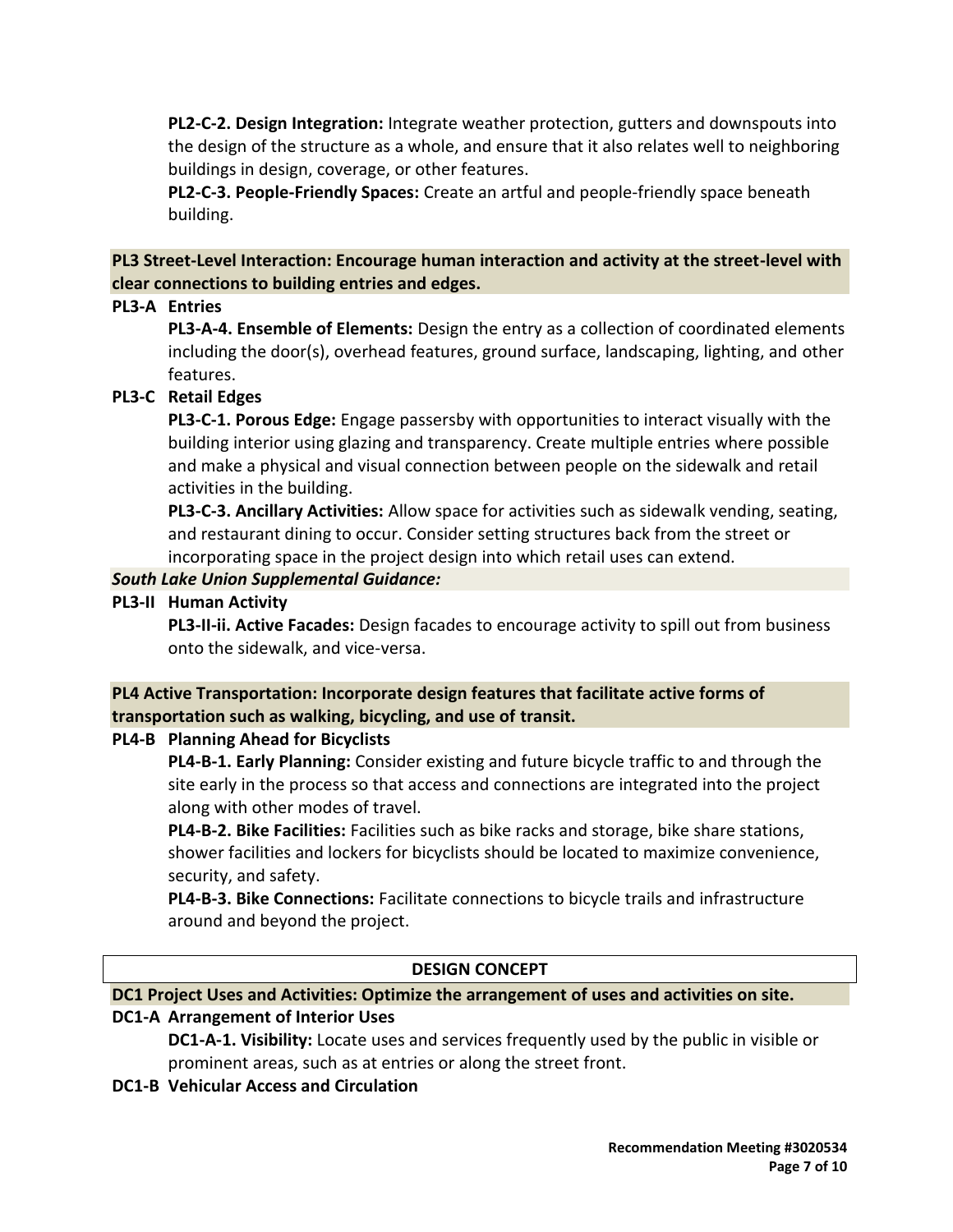**PL2-C-2. Design Integration:** Integrate weather protection, gutters and downspouts into the design of the structure as a whole, and ensure that it also relates well to neighboring buildings in design, coverage, or other features.

**PL2-C-3. People-Friendly Spaces:** Create an artful and people-friendly space beneath building.

**PL3 Street-Level Interaction: Encourage human interaction and activity at the street-level with clear connections to building entries and edges.**

**PL3-A Entries**

**PL3-A-4. Ensemble of Elements:** Design the entry as a collection of coordinated elements including the door(s), overhead features, ground surface, landscaping, lighting, and other features.

**PL3-C Retail Edges**

**PL3-C-1. Porous Edge:** Engage passersby with opportunities to interact visually with the building interior using glazing and transparency. Create multiple entries where possible and make a physical and visual connection between people on the sidewalk and retail activities in the building.

**PL3-C-3. Ancillary Activities:** Allow space for activities such as sidewalk vending, seating, and restaurant dining to occur. Consider setting structures back from the street or incorporating space in the project design into which retail uses can extend.

***South Lake Union Supplemental Guidance:***

**PL3-II Human Activity**

**PL3-II-ii. Active Facades:** Design facades to encourage activity to spill out from business onto the sidewalk, and vice-versa.

**PL4 Active Transportation: Incorporate design features that facilitate active forms of transportation such as walking, bicycling, and use of transit.**

**PL4-B Planning Ahead for Bicyclists**

**PL4-B-1. Early Planning:** Consider existing and future bicycle traffic to and through the site early in the process so that access and connections are integrated into the project along with other modes of travel.

**PL4-B-2. Bike Facilities:** Facilities such as bike racks and storage, bike share stations, shower facilities and lockers for bicyclists should be located to maximize convenience, security, and safety.

**PL4-B-3. Bike Connections:** Facilitate connections to bicycle trails and infrastructure around and beyond the project.

## DESIGN CONCEPT

**DC1 Project Uses and Activities: Optimize the arrangement of uses and activities on site.**

**DC1-A Arrangement of Interior Uses**

**DC1-A-1. Visibility:** Locate uses and services frequently used by the public in visible or prominent areas, such as at entries or along the street front.

**DC1-B Vehicular Access and Circulation**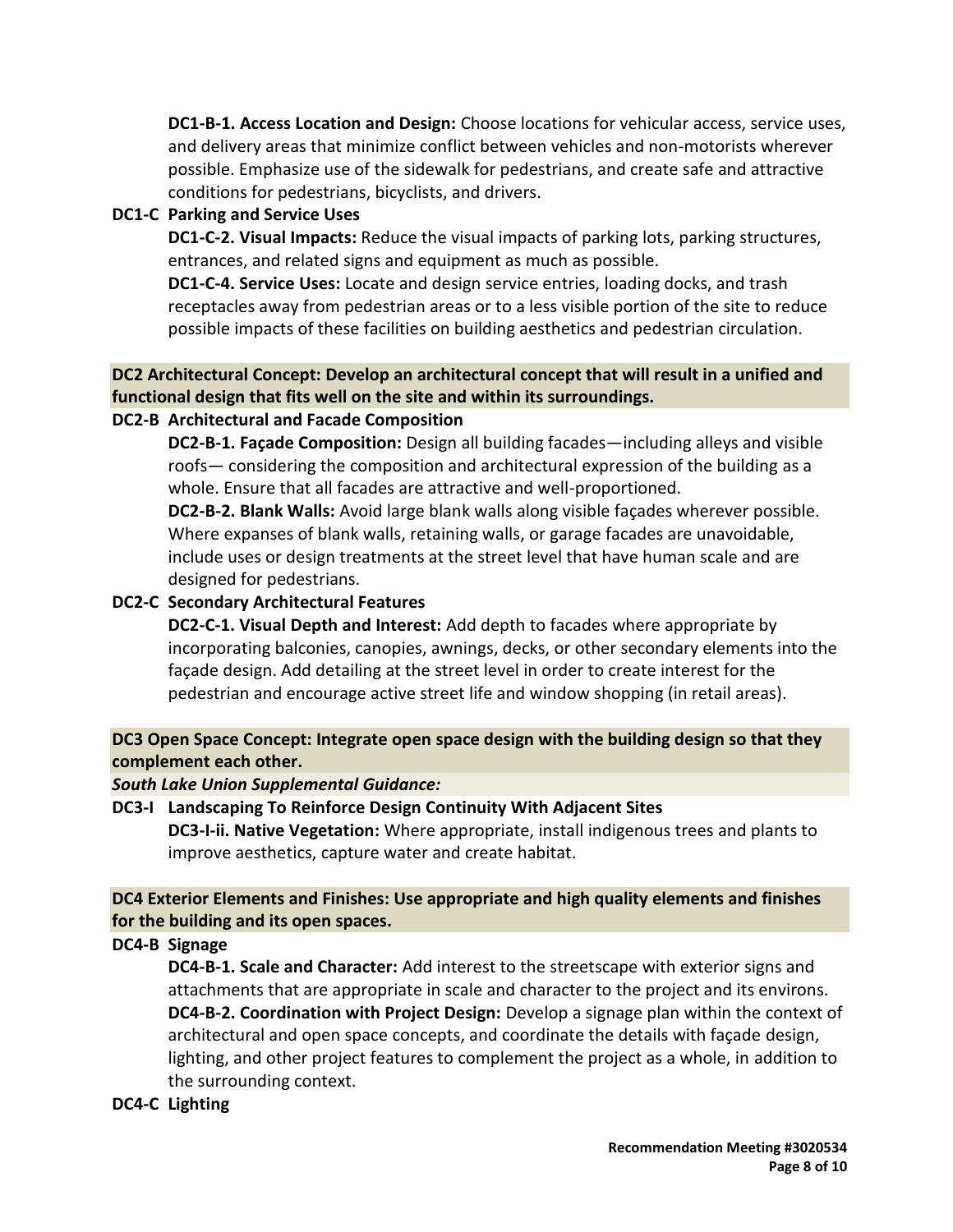**DC1-B-1. Access Location and Design:** Choose locations for vehicular access, service uses, and delivery areas that minimize conflict between vehicles and non-motorists wherever possible. Emphasize use of the sidewalk for pedestrians, and create safe and attractive conditions for pedestrians, bicyclists, and drivers.

**DC1-C Parking and Service Uses**

**DC1-C-2. Visual Impacts:** Reduce the visual impacts of parking lots, parking structures, entrances, and related signs and equipment as much as possible.

**DC1-C-4. Service Uses:** Locate and design service entries, loading docks, and trash receptacles away from pedestrian areas or to a less visible portion of the site to reduce possible impacts of these facilities on building aesthetics and pedestrian circulation.

**DC2 Architectural Concept: Develop an architectural concept that will result in a unified and functional design that fits well on the site and within its surroundings.**

**DC2-B Architectural and Facade Composition**

**DC2-B-1. Façade Composition:** Design all building facades—including alleys and visible roofs— considering the composition and architectural expression of the building as a whole. Ensure that all facades are attractive and well-proportioned.

**DC2-B-2. Blank Walls:** Avoid large blank walls along visible façades wherever possible. Where expanses of blank walls, retaining walls, or garage facades are unavoidable, include uses or design treatments at the street level that have human scale and are designed for pedestrians.

**DC2-C Secondary Architectural Features**

**DC2-C-1. Visual Depth and Interest:** Add depth to facades where appropriate by incorporating balconies, canopies, awnings, decks, or other secondary elements into the façade design. Add detailing at the street level in order to create interest for the pedestrian and encourage active street life and window shopping (in retail areas).

**DC3 Open Space Concept: Integrate open space design with the building design so that they complement each other.**

***South Lake Union Supplemental Guidance:***

**DC3-I Landscaping To Reinforce Design Continuity With Adjacent Sites**

**DC3-I-ii. Native Vegetation:** Where appropriate, install indigenous trees and plants to improve aesthetics, capture water and create habitat.

**DC4 Exterior Elements and Finishes: Use appropriate and high quality elements and finishes for the building and its open spaces.**

**DC4-B Signage**

**DC4-B-1. Scale and Character:** Add interest to the streetscape with exterior signs and attachments that are appropriate in scale and character to the project and its environs.

**DC4-B-2. Coordination with Project Design:** Develop a signage plan within the context of architectural and open space concepts, and coordinate the details with façade design, lighting, and other project features to complement the project as a whole, in addition to the surrounding context.

**DC4-C Lighting**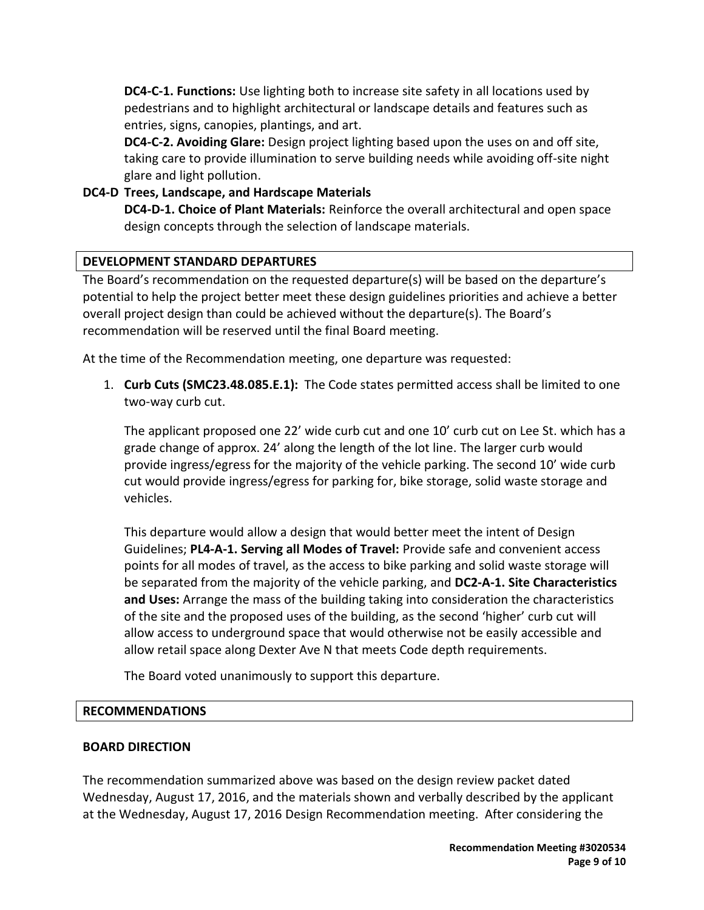**DC4-C-1. Functions:** Use lighting both to increase site safety in all locations used by pedestrians and to highlight architectural or landscape details and features such as entries, signs, canopies, plantings, and art.

**DC4-C-2. Avoiding Glare:** Design project lighting based upon the uses on and off site, taking care to provide illumination to serve building needs while avoiding off-site night glare and light pollution.

**DC4-D Trees, Landscape, and Hardscape Materials**

**DC4-D-1. Choice of Plant Materials:** Reinforce the overall architectural and open space design concepts through the selection of landscape materials.

## DEVELOPMENT STANDARD DEPARTURES

The Board's recommendation on the requested departure(s) will be based on the departure's potential to help the project better meet these design guidelines priorities and achieve a better overall project design than could be achieved without the departure(s). The Board's recommendation will be reserved until the final Board meeting.

At the time of the Recommendation meeting, one departure was requested:

1. **Curb Cuts (SMC23.48.085.E.1):** The Code states permitted access shall be limited to one two-way curb cut.

   The applicant proposed one 22' wide curb cut and one 10' curb cut on Lee St. which has a grade change of approx. 24' along the length of the lot line. The larger curb would provide ingress/egress for the majority of the vehicle parking. The second 10' wide curb cut would provide ingress/egress for parking for, bike storage, solid waste storage and vehicles.

   This departure would allow a design that would better meet the intent of Design Guidelines; **PL4-A-1. Serving all Modes of Travel:** Provide safe and convenient access points for all modes of travel, as the access to bike parking and solid waste storage will be separated from the majority of the vehicle parking, and **DC2-A-1. Site Characteristics and Uses:** Arrange the mass of the building taking into consideration the characteristics of the site and the proposed uses of the building, as the second 'higher' curb cut will allow access to underground space that would otherwise not be easily accessible and allow retail space along Dexter Ave N that meets Code depth requirements.

   The Board voted unanimously to support this departure.

## RECOMMENDATIONS

### BOARD DIRECTION

The recommendation summarized above was based on the design review packet dated Wednesday, August 17, 2016, and the materials shown and verbally described by the applicant at the Wednesday, August 17, 2016 Design Recommendation meeting. After considering the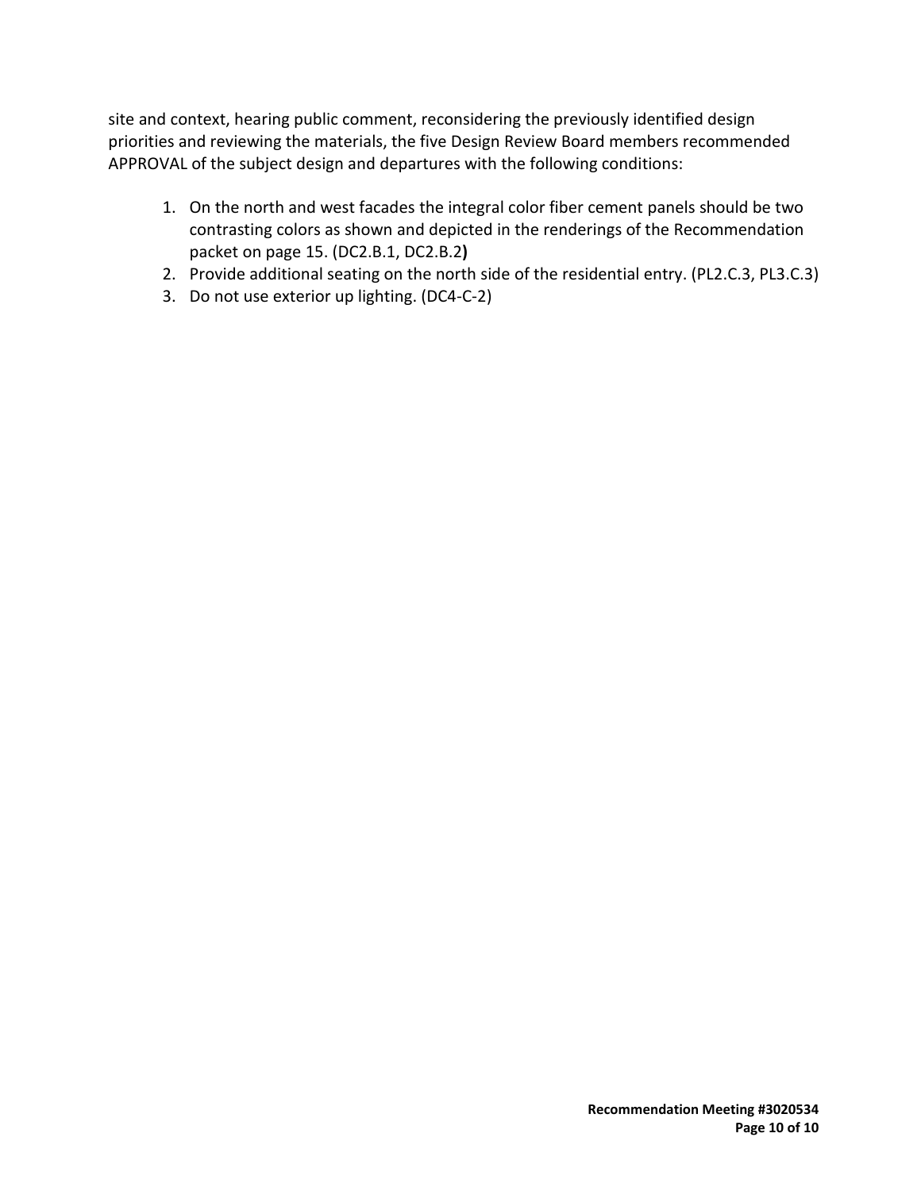site and context, hearing public comment, reconsidering the previously identified design priorities and reviewing the materials, the five Design Review Board members recommended APPROVAL of the subject design and departures with the following conditions:

1. On the north and west facades the integral color fiber cement panels should be two contrasting colors as shown and depicted in the renderings of the Recommendation packet on page 15. (DC2.B.1, DC2.B.2)
2. Provide additional seating on the north side of the residential entry. (PL2.C.3, PL3.C.3)
3. Do not use exterior up lighting. (DC4-C-2)